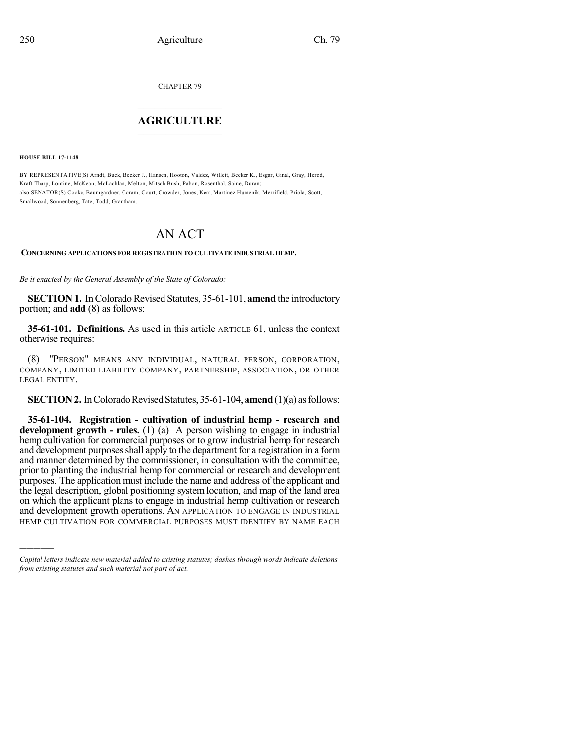CHAPTER 79

# AGRICULTURE

**HOUSE BILL 17-1148**

BY REPRESENTATIVE(S) Arndt, Buck, Becker J., Hansen, Hooton, Valdez, Willett, Becker K., Esgar, Ginal, Gray, Herod, Kraft-Tharp, Lontine, McKean, McLachlan, Melton, Mitsch Bush, Pabon, Rosenthal, Saine, Duran;
also SENATOR(S) Cooke, Baumgardner, Coram, Court, Crowder, Jones, Kerr, Martinez Humenik, Merrifield, Priola, Scott, Smallwood, Sonnenberg, Tate, Todd, Grantham.

# AN ACT

**CONCERNING APPLICATIONS FOR REGISTRATION TO CULTIVATE INDUSTRIAL HEMP.**

*Be it enacted by the General Assembly of the State of Colorado:*

**SECTION 1.** In Colorado Revised Statutes, 35-61-101, **amend** the introductory portion; and **add** (8) as follows:

**35-61-101. Definitions.** As used in this ~~article~~ ARTICLE 61, unless the context otherwise requires:

(8) "PERSON" MEANS ANY INDIVIDUAL, NATURAL PERSON, CORPORATION, COMPANY, LIMITED LIABILITY COMPANY, PARTNERSHIP, ASSOCIATION, OR OTHER LEGAL ENTITY.

**SECTION 2.** In Colorado Revised Statutes, 35-61-104, **amend** (1)(a) as follows:

**35-61-104. Registration - cultivation of industrial hemp - research and development growth - rules.** (1) (a) A person wishing to engage in industrial hemp cultivation for commercial purposes or to grow industrial hemp for research and development purposes shall apply to the department for a registration in a form and manner determined by the commissioner, in consultation with the committee, prior to planting the industrial hemp for commercial or research and development purposes. The application must include the name and address of the applicant and the legal description, global positioning system location, and map of the land area on which the applicant plans to engage in industrial hemp cultivation or research and development growth operations. AN APPLICATION TO ENGAGE IN INDUSTRIAL HEMP CULTIVATION FOR COMMERCIAL PURPOSES MUST IDENTIFY BY NAME EACH

---

*Capital letters indicate new material added to existing statutes; dashes through words indicate deletions from existing statutes and such material not part of act.*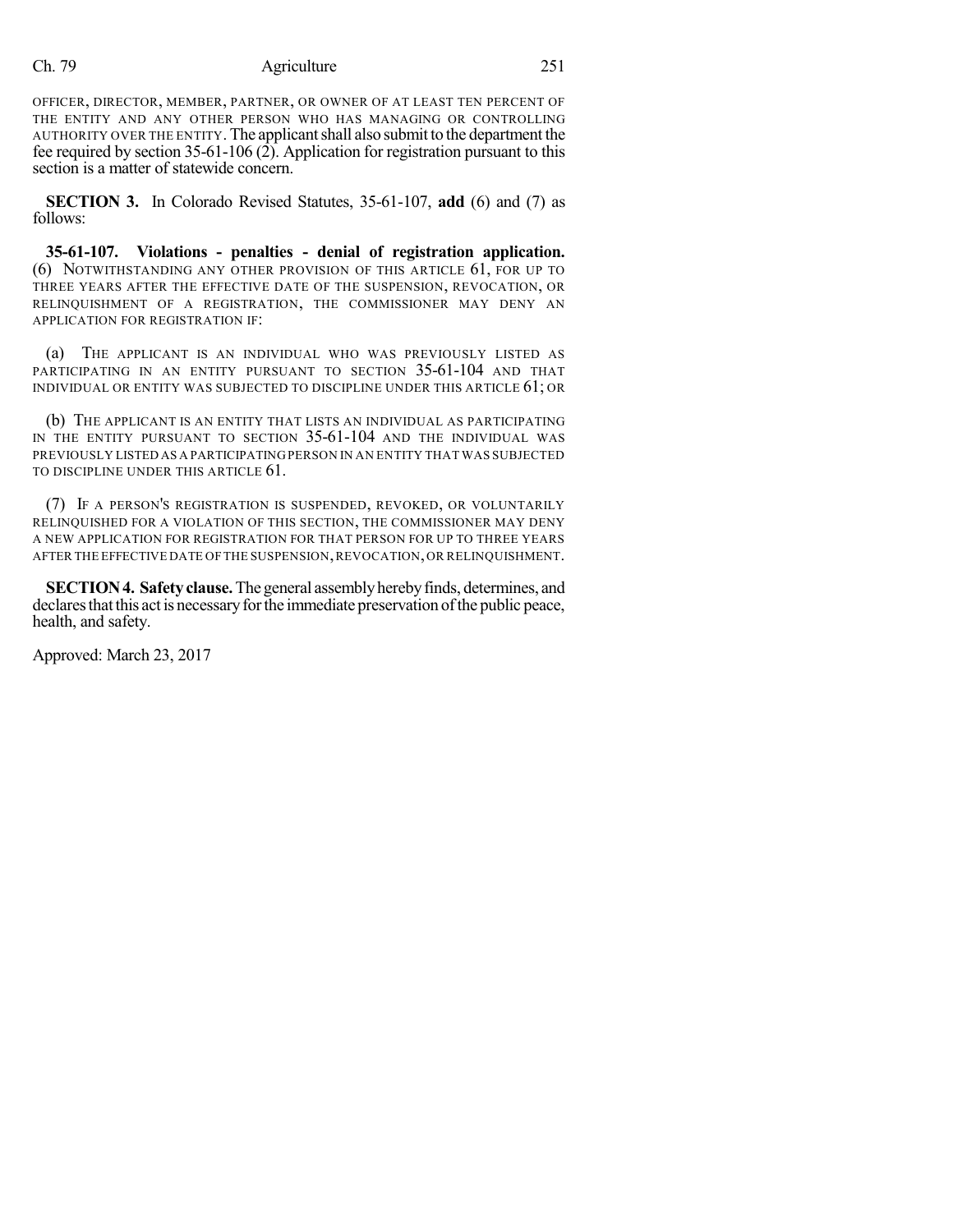OFFICER, DIRECTOR, MEMBER, PARTNER, OR OWNER OF AT LEAST TEN PERCENT OF THE ENTITY AND ANY OTHER PERSON WHO HAS MANAGING OR CONTROLLING AUTHORITY OVER THE ENTITY. The applicant shall also submit to the department the fee required by section 35-61-106 (2). Application for registration pursuant to this section is a matter of statewide concern.

**SECTION 3.** In Colorado Revised Statutes, 35-61-107, **add** (6) and (7) as follows:

**35-61-107. Violations - penalties - denial of registration application.** (6) NOTWITHSTANDING ANY OTHER PROVISION OF THIS ARTICLE 61, FOR UP TO THREE YEARS AFTER THE EFFECTIVE DATE OF THE SUSPENSION, REVOCATION, OR RELINQUISHMENT OF A REGISTRATION, THE COMMISSIONER MAY DENY AN APPLICATION FOR REGISTRATION IF:

(a) THE APPLICANT IS AN INDIVIDUAL WHO WAS PREVIOUSLY LISTED AS PARTICIPATING IN AN ENTITY PURSUANT TO SECTION 35-61-104 AND THAT INDIVIDUAL OR ENTITY WAS SUBJECTED TO DISCIPLINE UNDER THIS ARTICLE 61; OR

(b) THE APPLICANT IS AN ENTITY THAT LISTS AN INDIVIDUAL AS PARTICIPATING IN THE ENTITY PURSUANT TO SECTION 35-61-104 AND THE INDIVIDUAL WAS PREVIOUSLY LISTED AS A PARTICIPATING PERSON IN AN ENTITY THAT WAS SUBJECTED TO DISCIPLINE UNDER THIS ARTICLE 61.

(7) IF A PERSON'S REGISTRATION IS SUSPENDED, REVOKED, OR VOLUNTARILY RELINQUISHED FOR A VIOLATION OF THIS SECTION, THE COMMISSIONER MAY DENY A NEW APPLICATION FOR REGISTRATION FOR THAT PERSON FOR UP TO THREE YEARS AFTER THE EFFECTIVE DATE OF THE SUSPENSION, REVOCATION, OR RELINQUISHMENT.

**SECTION 4. Safety clause.** The general assembly hereby finds, determines, and declares that this act is necessary for the immediate preservation of the public peace, health, and safety.

Approved: March 23, 2017